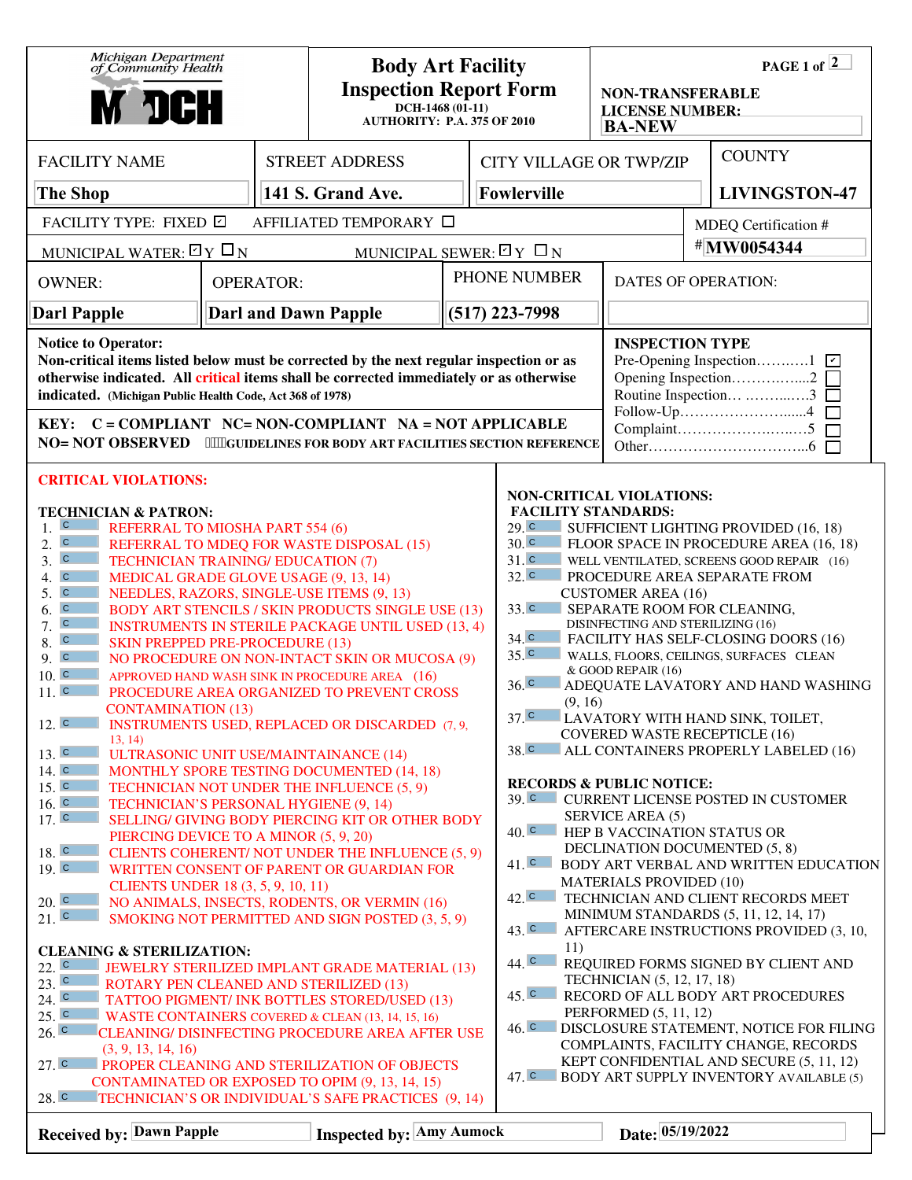Michigan Department of Community Health
MDCH

# Body Art Facility Inspection Report Form

DCH-1468 (01-11)
AUTHORITY: P.A. 375 OF 2010

PAGE 1 of 2

NON-TRANSFERABLE LICENSE NUMBER: BA-NEW

| FACILITY NAME | STREET ADDRESS | CITY VILLAGE OR TWP/ZIP | COUNTY |
|---|---|---|---|
| The Shop | 141 S. Grand Ave. | Fowlerville | LIVINGSTON-47 |

FACILITY TYPE: FIXED ☑ AFFILIATED TEMPORARY ☐

MDEQ Certification # MW0054344

MUNICIPAL WATER: ☑ Y ☐ N MUNICIPAL SEWER: ☑ Y ☐ N

| OWNER: | OPERATOR: | PHONE NUMBER | DATES OF OPERATION: |
|---|---|---|---|
| Darl Papple | Darl and Dawn Papple | (517) 223-7998 | |

**Notice to Operator:**
**Non-critical items listed below must be corrected by the next regular inspection or as otherwise indicated. All critical items shall be corrected immediately or as otherwise indicated.** (Michigan Public Health Code, Act 368 of 1978)

**KEY: C = COMPLIANT NC= NON-COMPLIANT NA = NOT APPLICABLE NO= NOT OBSERVED** ()GUIDELINES FOR BODY ART FACILITIES SECTION REFERENCE

**INSPECTION TYPE**
- Pre-Opening Inspection……….1 ☑
- Opening Inspection……………2 ☐
- Routine Inspection……………3 ☐
- Follow-Up………………………4 ☐
- Complaint………………………5 ☐
- Other……………………………6 ☐

## CRITICAL VIOLATIONS:

### TECHNICIAN & PATRON:

1. C REFERRAL TO MIOSHA PART 554 (6)
2. C REFERRAL TO MDEQ FOR WASTE DISPOSAL (15)
3. C TECHNICIAN TRAINING/ EDUCATION (7)
4. C MEDICAL GRADE GLOVE USAGE (9, 13, 14)
5. C NEEDLES, RAZORS, SINGLE-USE ITEMS (9, 13)
6. C BODY ART STENCILS / SKIN PRODUCTS SINGLE USE (13)
7. C INSTRUMENTS IN STERILE PACKAGE UNTIL USED (13, 4)
8. C SKIN PREPPED PRE-PROCEDURE (13)
9. C NO PROCEDURE ON NON-INTACT SKIN OR MUCOSA (9)
10. C APPROVED HAND WASH SINK IN PROCEDURE AREA (16)
11. C PROCEDURE AREA ORGANIZED TO PREVENT CROSS CONTAMINATION (13)
12. C INSTRUMENTS USED, REPLACED OR DISCARDED (7, 9, 13, 14)
13. C ULTRASONIC UNIT USE/MAINTAINANCE (14)
14. C MONTHLY SPORE TESTING DOCUMENTED (14, 18)
15. C TECHNICIAN NOT UNDER THE INFLUENCE (5, 9)
16. C TECHNICIAN'S PERSONAL HYGIENE (9, 14)
17. C SELLING/ GIVING BODY PIERCING KIT OR OTHER BODY PIERCING DEVICE TO A MINOR (5, 9, 20)
18. C CLIENTS COHERENT/ NOT UNDER THE INFLUENCE (5, 9)
19. C WRITTEN CONSENT OF PARENT OR GUARDIAN FOR CLIENTS UNDER 18 (3, 5, 9, 10, 11)
20. C NO ANIMALS, INSECTS, RODENTS, OR VERMIN (16)
21. C SMOKING NOT PERMITTED AND SIGN POSTED (3, 5, 9)

### CLEANING & STERILIZATION:

22. C JEWELRY STERILIZED IMPLANT GRADE MATERIAL (13)
23. C ROTARY PEN CLEANED AND STERILIZED (13)
24. C TATTOO PIGMENT/ INK BOTTLES STORED/USED (13)
25. C WASTE CONTAINERS COVERED & CLEAN (13, 14, 15, 16)
26. C CLEANING/ DISINFECTING PROCEDURE AREA AFTER USE (3, 9, 13, 14, 16)
27. C PROPER CLEANING AND STERILIZATION OF OBJECTS CONTAMINATED OR EXPOSED TO OPIM (9, 13, 14, 15)
28. C TECHNICIAN'S OR INDIVIDUAL'S SAFE PRACTICES (9, 14)

## NON-CRITICAL VIOLATIONS:

### FACILITY STANDARDS:

29. C SUFFICIENT LIGHTING PROVIDED (16, 18)
30. C FLOOR SPACE IN PROCEDURE AREA (16, 18)
31. C WELL VENTILATED, SCREENS GOOD REPAIR (16)
32. C PROCEDURE AREA SEPARATE FROM CUSTOMER AREA (16)
33. C SEPARATE ROOM FOR CLEANING, DISINFECTING AND STERILIZING (16)
34. C FACILITY HAS SELF-CLOSING DOORS (16)
35. C WALLS, FLOORS, CEILINGS, SURFACES CLEAN & GOOD REPAIR (16)
36. C ADEQUATE LAVATORY AND HAND WASHING (9, 16)
37. C LAVATORY WITH HAND SINK, TOILET, COVERED WASTE RECEPTICLE (16)
38. C ALL CONTAINERS PROPERLY LABELED (16)

### RECORDS & PUBLIC NOTICE:

39. C CURRENT LICENSE POSTED IN CUSTOMER SERVICE AREA (5)
40. C HEP B VACCINATION STATUS OR DECLINATION DOCUMENTED (5, 8)
41. C BODY ART VERBAL AND WRITTEN EDUCATION MATERIALS PROVIDED (10)
42. C TECHNICIAN AND CLIENT RECORDS MEET MINIMUM STANDARDS (5, 11, 12, 14, 17)
43. C AFTERCARE INSTRUCTIONS PROVIDED (3, 10, 11)
44. C REQUIRED FORMS SIGNED BY CLIENT AND TECHNICIAN (5, 12, 17, 18)
45. C RECORD OF ALL BODY ART PROCEDURES PERFORMED (5, 11, 12)
46. C DISCLOSURE STATEMENT, NOTICE FOR FILING COMPLAINTS, FACILITY CHANGE, RECORDS KEPT CONFIDENTIAL AND SECURE (5, 11, 12)
47. C BODY ART SUPPLY INVENTORY AVAILABLE (5)

**Received by:** Dawn Papple **Inspected by:** Amy Aumock **Date:** 05/19/2022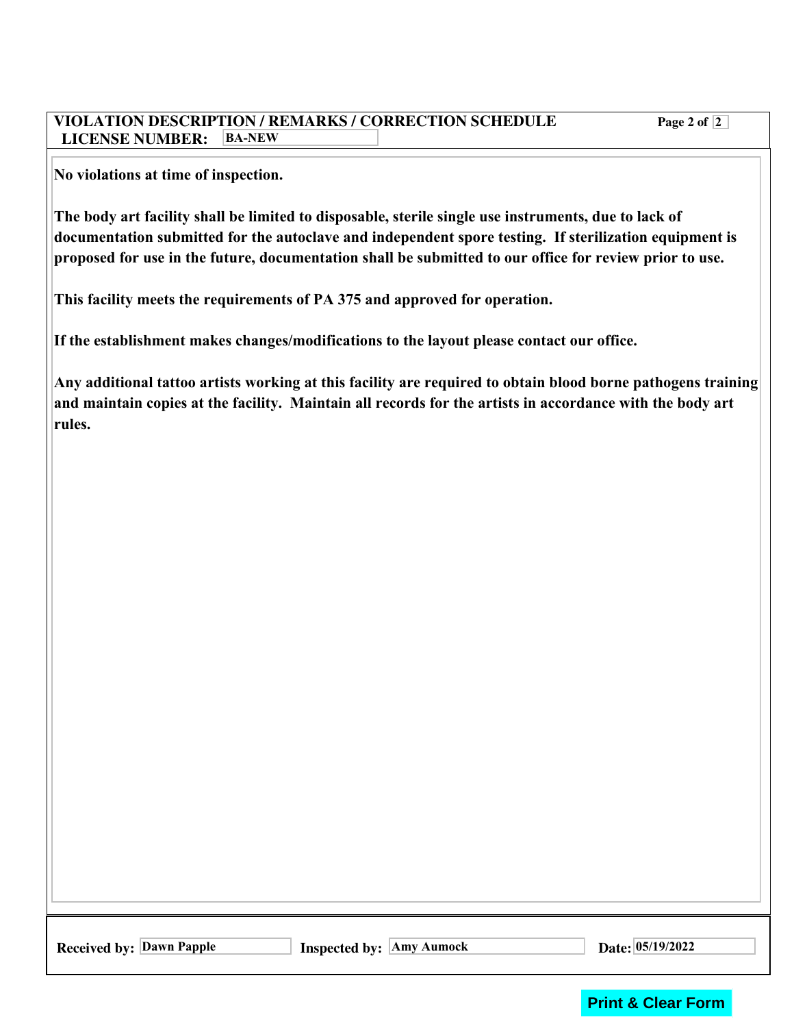## VIOLATION DESCRIPTION / REMARKS / CORRECTION SCHEDULE

**LICENSE NUMBER:** BA-NEW

**No violations at time of inspection.**

**The body art facility shall be limited to disposable, sterile single use instruments, due to lack of documentation submitted for the autoclave and independent spore testing. If sterilization equipment is proposed for use in the future, documentation shall be submitted to our office for review prior to use.**

**This facility meets the requirements of PA 375 and approved for operation.**

**If the establishment makes changes/modifications to the layout please contact our office.**

**Any additional tattoo artists working at this facility are required to obtain blood borne pathogens training and maintain copies at the facility. Maintain all records for the artists in accordance with the body art rules.**

**Received by:** Dawn Papple **Inspected by:** Amy Aumock **Date:** 05/19/2022